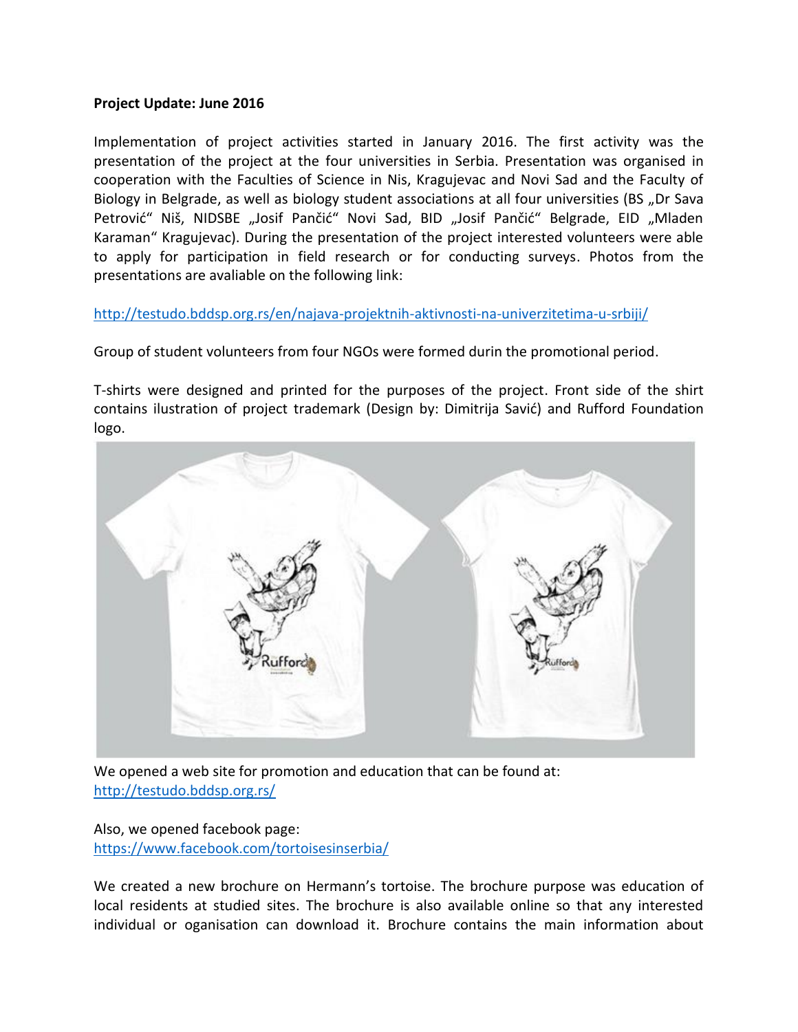**Project Update: June 2016**

Implementation of project activities started in January 2016. The first activity was the presentation of the project at the four universities in Serbia. Presentation was organised in cooperation with the Faculties of Science in Nis, Kragujevac and Novi Sad and the Faculty of Biology in Belgrade, as well as biology student associations at all four universities (BS „Dr Sava Petrović" Niš, NIDSBE „Josif Pančić" Novi Sad, BID „Josif Pančić" Belgrade, EID „Mladen Karaman" Kragujevac). During the presentation of the project interested volunteers were able to apply for participation in field research or for conducting surveys. Photos from the presentations are avaliable on the following link:

http://testudo.bddsp.org.rs/en/najava-projektnih-aktivnosti-na-univerzitetima-u-srbiji/

Group of student volunteers from four NGOs were formed durin the promotional period.

T-shirts were designed and printed for the purposes of the project. Front side of the shirt contains ilustration of project trademark (Design by: Dimitrija Savić) and Rufford Foundation logo.

We opened a web site for promotion and education that can be found at:
http://testudo.bddsp.org.rs/

Also, we opened facebook page:
https://www.facebook.com/tortoisesinserbia/

We created a new brochure on Hermann's tortoise. The brochure purpose was education of local residents at studied sites. The brochure is also available online so that any interested individual or oganisation can download it. Brochure contains the main information about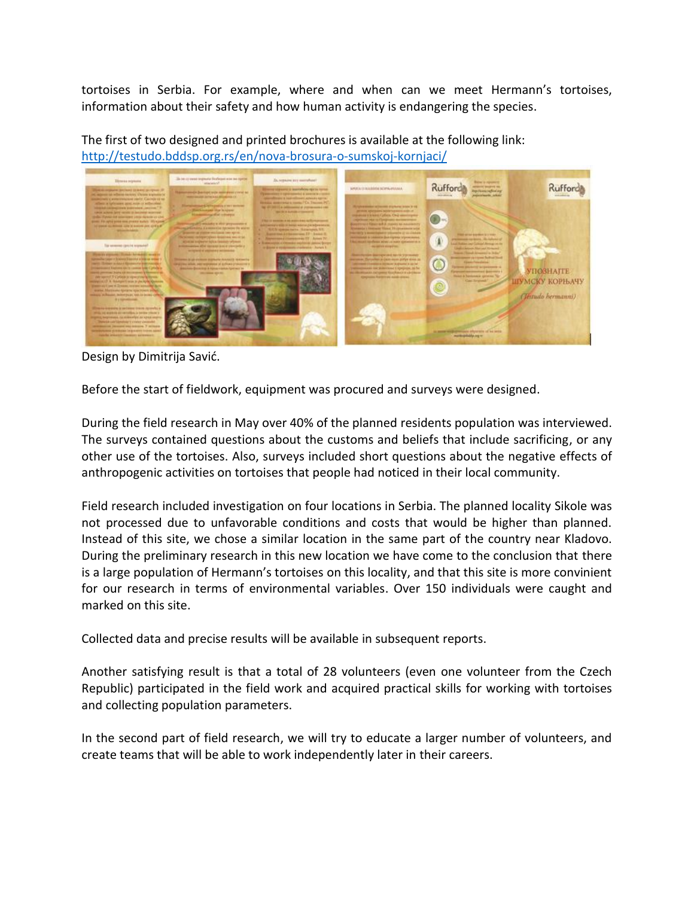tortoises in Serbia. For example, where and when can we meet Hermann's tortoises, information about their safety and how human activity is endangering the species.

The first of two designed and printed brochures is available at the following link: [http://testudo.bddsp.org.rs/en/nova-brosura-o-sumskoj-kornjaci/](http://testudo.bddsp.org.rs/en/nova-brosura-o-sumskoj-kornjaci/)

Design by Dimitrija Savić.

Before the start of fieldwork, equipment was procured and surveys were designed.

During the field research in May over 40% of the planned residents population was interviewed. The surveys contained questions about the customs and beliefs that include sacrificing, or any other use of the tortoises. Also, surveys included short questions about the negative effects of anthropogenic activities on tortoises that people had noticed in their local community.

Field research included investigation on four locations in Serbia. The planned locality Sikole was not processed due to unfavorable conditions and costs that would be higher than planned. Instead of this site, we chose a similar location in the same part of the country near Kladovo. During the preliminary research in this new location we have come to the conclusion that there is a large population of Hermann's tortoises on this locality, and that this site is more convinient for our research in terms of environmental variables. Over 150 individuals were caught and marked on this site.

Collected data and precise results will be available in subsequent reports.

Another satisfying result is that a total of 28 volunteers (even one volunteer from the Czech Republic) participated in the field work and acquired practical skills for working with tortoises and collecting population parameters.

In the second part of field research, we will try to educate a larger number of volunteers, and create teams that will be able to work independently later in their careers.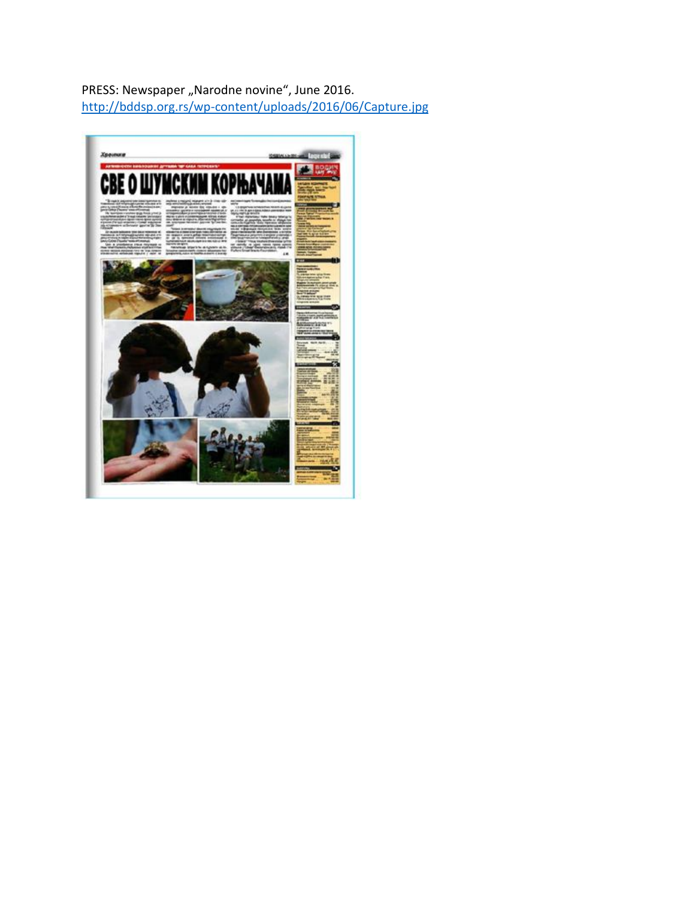PRESS: Newspaper „Narodne novine“, June 2016.
http://bddsp.org.rs/wp-content/uploads/2016/06/Capture.jpg